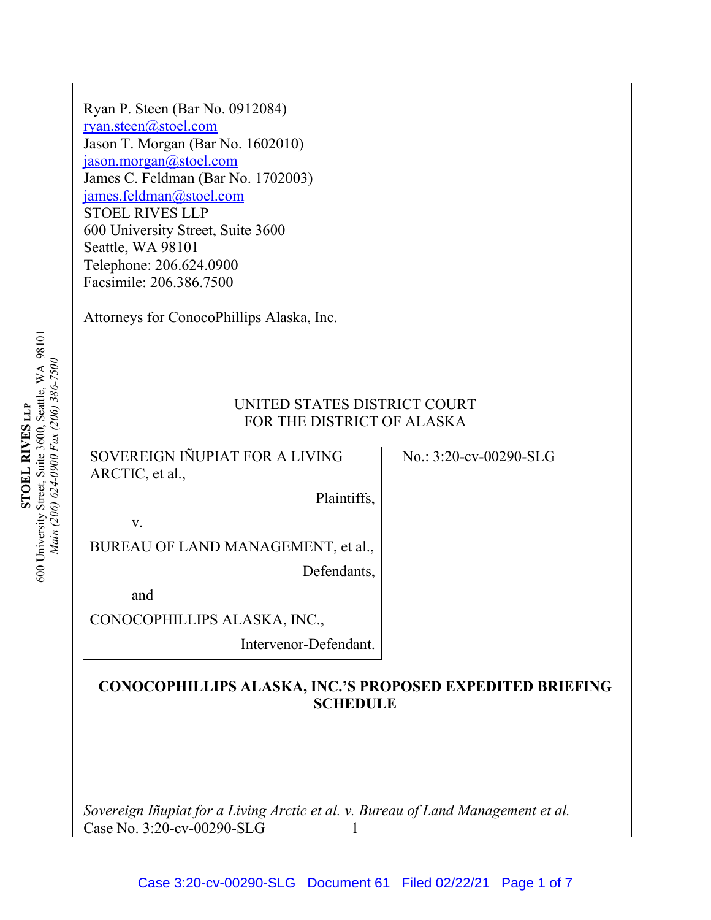Ryan P. Steen (Bar No. 0912084)
ryan.steen@stoel.com
Jason T. Morgan (Bar No. 1602010)
jason.morgan@stoel.com
James C. Feldman (Bar No. 1702003)
james.feldman@stoel.com
STOEL RIVES LLP
600 University Street, Suite 3600
Seattle, WA 98101
Telephone: 206.624.0900
Facsimile: 206.386.7500

Attorneys for ConocoPhillips Alaska, Inc.

UNITED STATES DISTRICT COURT
FOR THE DISTRICT OF ALASKA

SOVEREIGN IÑUPIAT FOR A LIVING ARCTIC, et al.,

Plaintiffs,

v.

BUREAU OF LAND MANAGEMENT, et al.,

Defendants,

and

CONOCOPHILLIPS ALASKA, INC.,

Intervenor-Defendant.

No.: 3:20-cv-00290-SLG

**CONOCOPHILLIPS ALASKA, INC.'S PROPOSED EXPEDITED BRIEFING SCHEDULE**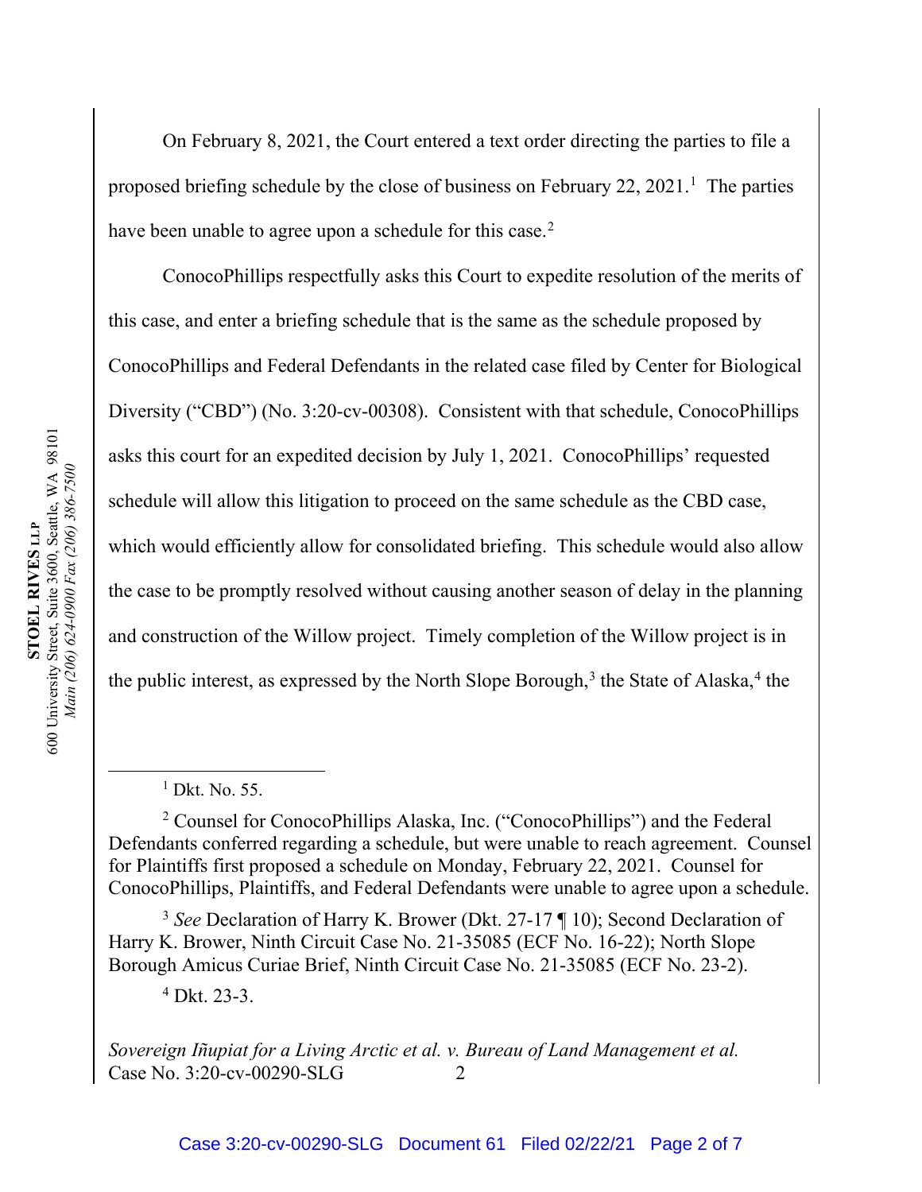On February 8, 2021, the Court entered a text order directing the parties to file a proposed briefing schedule by the close of business on February 22, 2021.[1] The parties have been unable to agree upon a schedule for this case.[2]

ConocoPhillips respectfully asks this Court to expedite resolution of the merits of this case, and enter a briefing schedule that is the same as the schedule proposed by ConocoPhillips and Federal Defendants in the related case filed by Center for Biological Diversity ("CBD") (No. 3:20-cv-00308). Consistent with that schedule, ConocoPhillips asks this court for an expedited decision by July 1, 2021. ConocoPhillips' requested schedule will allow this litigation to proceed on the same schedule as the CBD case, which would efficiently allow for consolidated briefing. This schedule would also allow the case to be promptly resolved without causing another season of delay in the planning and construction of the Willow project. Timely completion of the Willow project is in the public interest, as expressed by the North Slope Borough,[3] the State of Alaska,[4] the

---

[1] Dkt. No. 55.

[2] Counsel for ConocoPhillips Alaska, Inc. ("ConocoPhillips") and the Federal Defendants conferred regarding a schedule, but were unable to reach agreement. Counsel for Plaintiffs first proposed a schedule on Monday, February 22, 2021. Counsel for ConocoPhillips, Plaintiffs, and Federal Defendants were unable to agree upon a schedule.

[3] *See* Declaration of Harry K. Brower (Dkt. 27-17 ¶ 10); Second Declaration of Harry K. Brower, Ninth Circuit Case No. 21-35085 (ECF No. 16-22); North Slope Borough Amicus Curiae Brief, Ninth Circuit Case No. 21-35085 (ECF No. 23-2).

[4] Dkt. 23-3.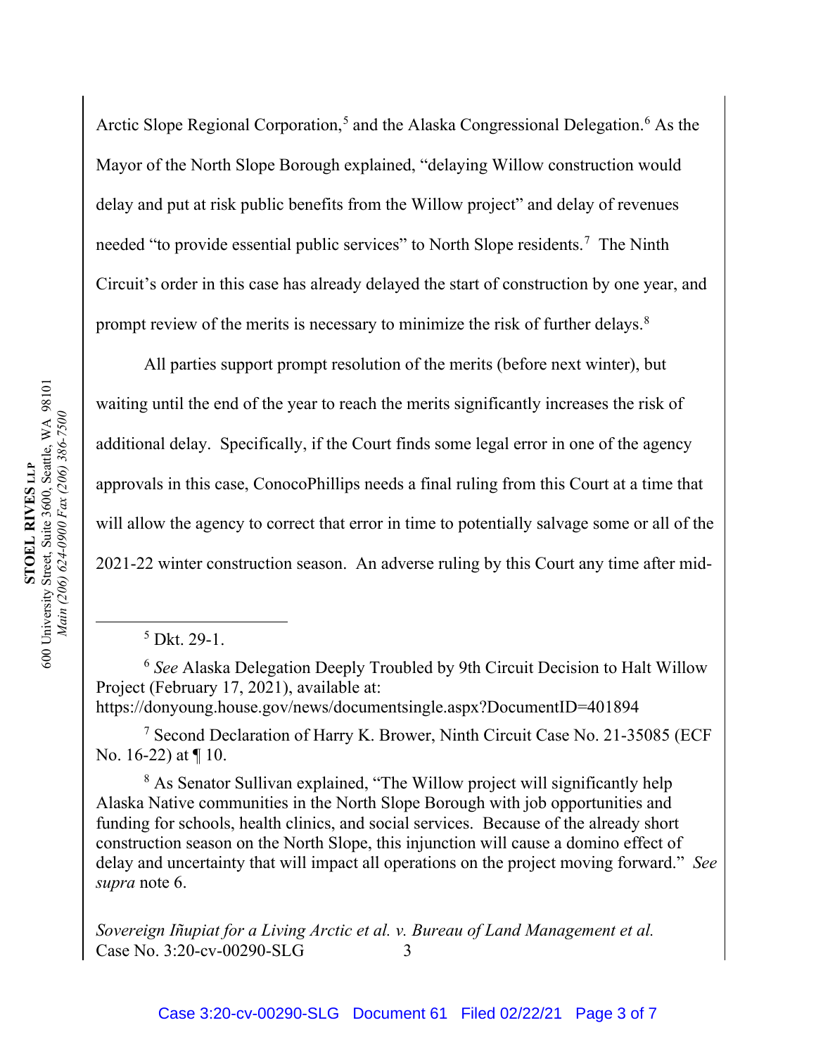Arctic Slope Regional Corporation,[5] and the Alaska Congressional Delegation.[6] As the Mayor of the North Slope Borough explained, "delaying Willow construction would delay and put at risk public benefits from the Willow project" and delay of revenues needed "to provide essential public services" to North Slope residents.[7] The Ninth Circuit's order in this case has already delayed the start of construction by one year, and prompt review of the merits is necessary to minimize the risk of further delays.[8]

All parties support prompt resolution of the merits (before next winter), but waiting until the end of the year to reach the merits significantly increases the risk of additional delay. Specifically, if the Court finds some legal error in one of the agency approvals in this case, ConocoPhillips needs a final ruling from this Court at a time that will allow the agency to correct that error in time to potentially salvage some or all of the 2021-22 winter construction season. An adverse ruling by this Court any time after mid-

---

[5] Dkt. 29-1.

[6] *See* Alaska Delegation Deeply Troubled by 9th Circuit Decision to Halt Willow Project (February 17, 2021), available at: https://donyoung.house.gov/news/documentsingle.aspx?DocumentID=401894

[7] Second Declaration of Harry K. Brower, Ninth Circuit Case No. 21-35085 (ECF No. 16-22) at ¶ 10.

[8] As Senator Sullivan explained, "The Willow project will significantly help Alaska Native communities in the North Slope Borough with job opportunities and funding for schools, health clinics, and social services. Because of the already short construction season on the North Slope, this injunction will cause a domino effect of delay and uncertainty that will impact all operations on the project moving forward." *See supra* note 6.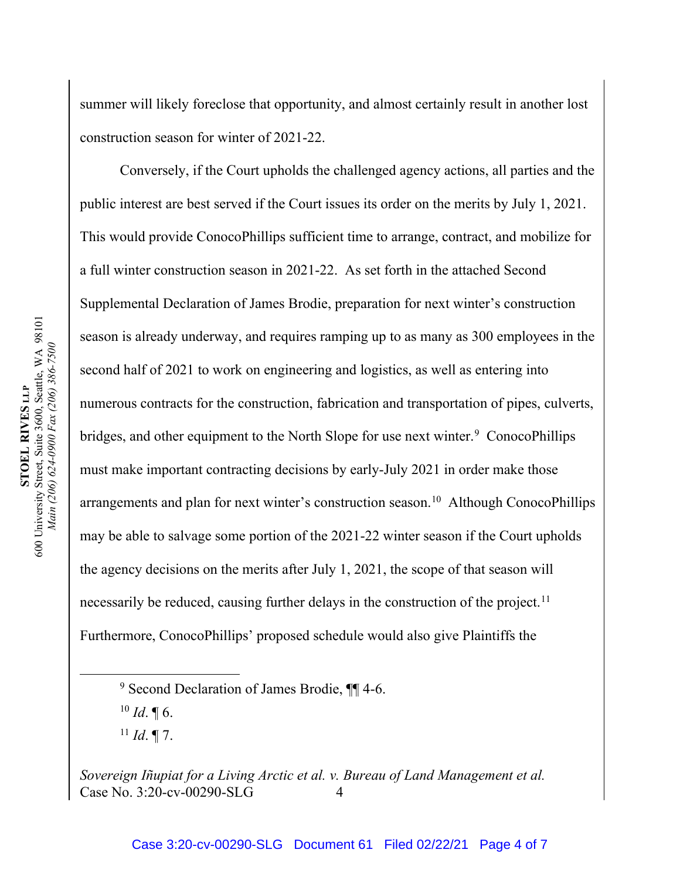summer will likely foreclose that opportunity, and almost certainly result in another lost construction season for winter of 2021-22.

Conversely, if the Court upholds the challenged agency actions, all parties and the public interest are best served if the Court issues its order on the merits by July 1, 2021. This would provide ConocoPhillips sufficient time to arrange, contract, and mobilize for a full winter construction season in 2021-22. As set forth in the attached Second Supplemental Declaration of James Brodie, preparation for next winter's construction season is already underway, and requires ramping up to as many as 300 employees in the second half of 2021 to work on engineering and logistics, as well as entering into numerous contracts for the construction, fabrication and transportation of pipes, culverts, bridges, and other equipment to the North Slope for use next winter.[9] ConocoPhillips must make important contracting decisions by early-July 2021 in order make those arrangements and plan for next winter's construction season.[10] Although ConocoPhillips may be able to salvage some portion of the 2021-22 winter season if the Court upholds the agency decisions on the merits after July 1, 2021, the scope of that season will necessarily be reduced, causing further delays in the construction of the project.[11] Furthermore, ConocoPhillips' proposed schedule would also give Plaintiffs the

[9] Second Declaration of James Brodie, ¶¶ 4-6.

[10] *Id*. ¶ 6.

[11] *Id*. ¶ 7.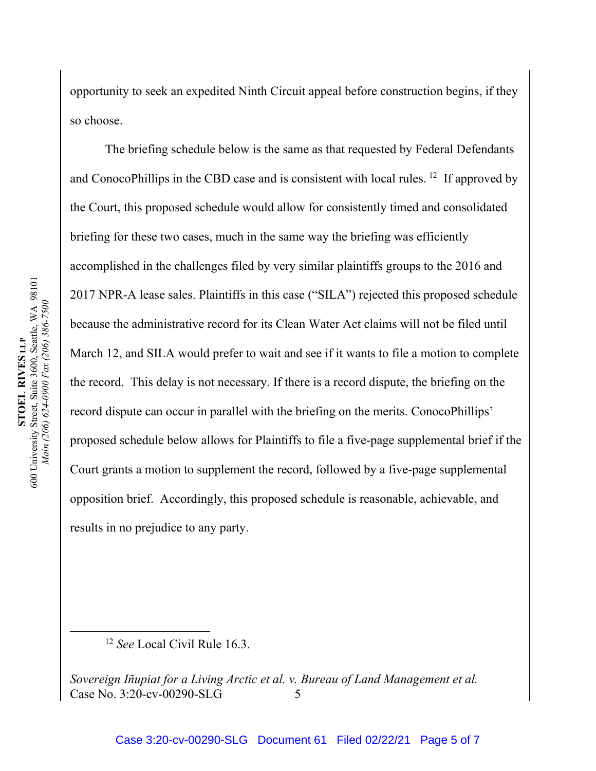opportunity to seek an expedited Ninth Circuit appeal before construction begins, if they so choose.

The briefing schedule below is the same as that requested by Federal Defendants and ConocoPhillips in the CBD case and is consistent with local rules.[12] If approved by the Court, this proposed schedule would allow for consistently timed and consolidated briefing for these two cases, much in the same way the briefing was efficiently accomplished in the challenges filed by very similar plaintiffs groups to the 2016 and 2017 NPR-A lease sales. Plaintiffs in this case ("SILA") rejected this proposed schedule because the administrative record for its Clean Water Act claims will not be filed until March 12, and SILA would prefer to wait and see if it wants to file a motion to complete the record. This delay is not necessary. If there is a record dispute, the briefing on the record dispute can occur in parallel with the briefing on the merits. ConocoPhillips' proposed schedule below allows for Plaintiffs to file a five-page supplemental brief if the Court grants a motion to supplement the record, followed by a five-page supplemental opposition brief. Accordingly, this proposed schedule is reasonable, achievable, and results in no prejudice to any party.

---

[12] *See* Local Civil Rule 16.3.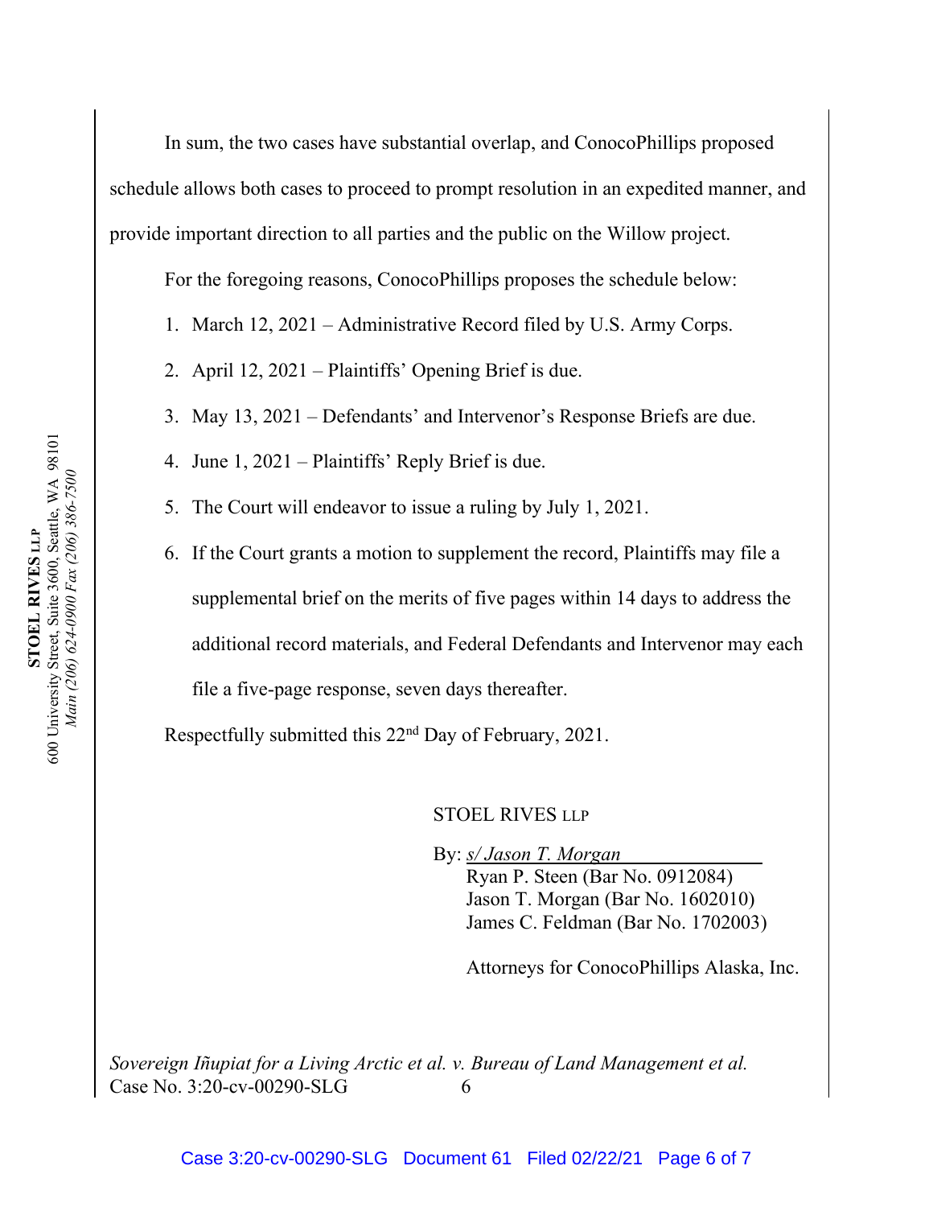In sum, the two cases have substantial overlap, and ConocoPhillips proposed schedule allows both cases to proceed to prompt resolution in an expedited manner, and provide important direction to all parties and the public on the Willow project.

For the foregoing reasons, ConocoPhillips proposes the schedule below:

1. March 12, 2021 – Administrative Record filed by U.S. Army Corps.
2. April 12, 2021 – Plaintiffs' Opening Brief is due.
3. May 13, 2021 – Defendants' and Intervenor's Response Briefs are due.
4. June 1, 2021 – Plaintiffs' Reply Brief is due.
5. The Court will endeavor to issue a ruling by July 1, 2021.
6. If the Court grants a motion to supplement the record, Plaintiffs may file a supplemental brief on the merits of five pages within 14 days to address the additional record materials, and Federal Defendants and Intervenor may each file a five-page response, seven days thereafter.

Respectfully submitted this 22nd Day of February, 2021.

STOEL RIVES LLP

By: *s/ Jason T. Morgan*
Ryan P. Steen (Bar No. 0912084)
Jason T. Morgan (Bar No. 1602010)
James C. Feldman (Bar No. 1702003)

Attorneys for ConocoPhillips Alaska, Inc.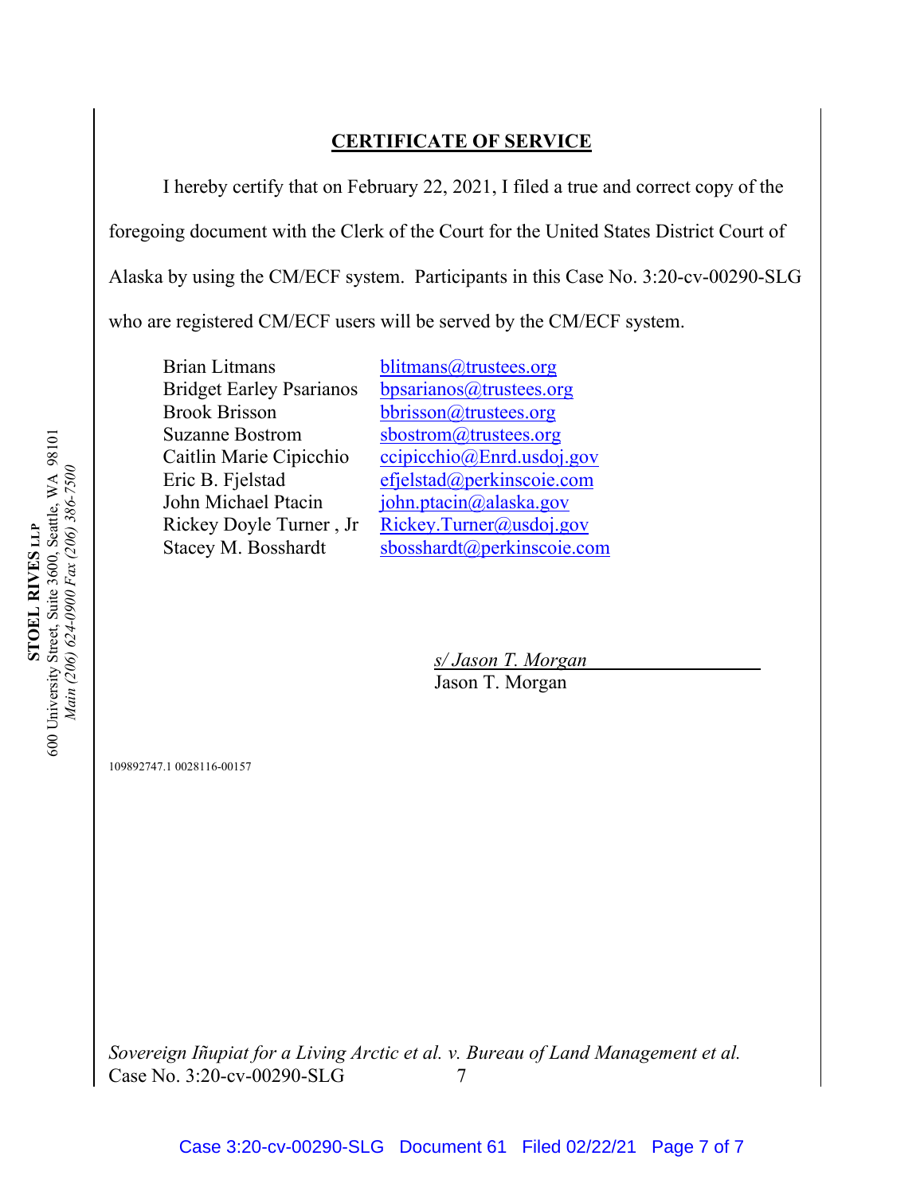## CERTIFICATE OF SERVICE

I hereby certify that on February 22, 2021, I filed a true and correct copy of the foregoing document with the Clerk of the Court for the United States District Court of Alaska by using the CM/ECF system. Participants in this Case No. 3:20-cv-00290-SLG who are registered CM/ECF users will be served by the CM/ECF system.

| | |
|---|---|
| Brian Litmans | blitmans@trustees.org |
| Bridget Earley Psarianos | bpsarianos@trustees.org |
| Brook Brisson | bbrisson@trustees.org |
| Suzanne Bostrom | sbostrom@trustees.org |
| Caitlin Marie Cipicchio | ccipicchio@Enrd.usdoj.gov |
| Eric B. Fjelstad | efjelstad@perkinscoie.com |
| John Michael Ptacin | john.ptacin@alaska.gov |
| Rickey Doyle Turner , Jr | Rickey.Turner@usdoj.gov |
| Stacey M. Bosshardt | sbosshardt@perkinscoie.com |

*s/ Jason T. Morgan*
Jason T. Morgan

109892747.1 0028116-00157